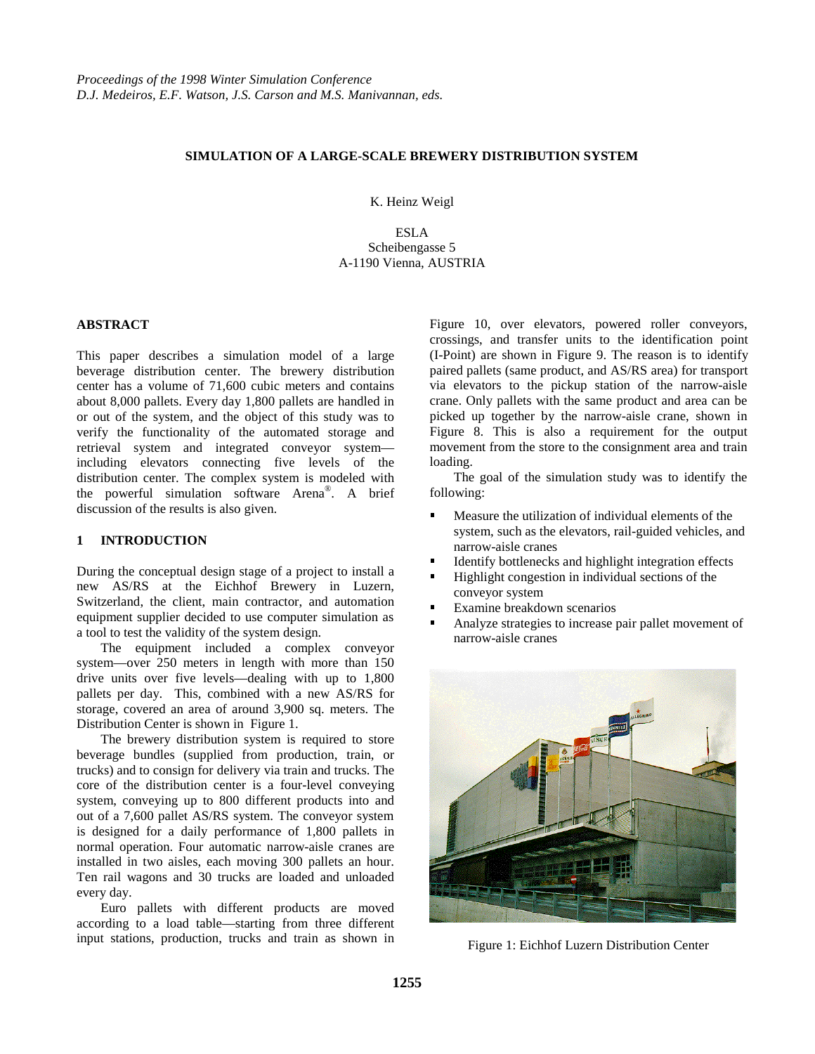*Proceedings of the 1998 Winter Simulation Conference*
*D.J. Medeiros, E.F. Watson, J.S. Carson and M.S. Manivannan, eds.*

# SIMULATION OF A LARGE-SCALE BREWERY DISTRIBUTION SYSTEM

K. Heinz Weigl

ESLA
Scheibengasse 5
A-1190 Vienna, AUSTRIA

## ABSTRACT

This paper describes a simulation model of a large beverage distribution center. The brewery distribution center has a volume of 71,600 cubic meters and contains about 8,000 pallets. Every day 1,800 pallets are handled in or out of the system, and the object of this study was to verify the functionality of the automated storage and retrieval system and integrated conveyor system—including elevators connecting five levels of the distribution center. The complex system is modeled with the powerful simulation software Arena®. A brief discussion of the results is also given.

## 1 INTRODUCTION

During the conceptual design stage of a project to install a new AS/RS at the Eichhof Brewery in Luzern, Switzerland, the client, main contractor, and automation equipment supplier decided to use computer simulation as a tool to test the validity of the system design.

The equipment included a complex conveyor system—over 250 meters in length with more than 150 drive units over five levels—dealing with up to 1,800 pallets per day. This, combined with a new AS/RS for storage, covered an area of around 3,900 sq. meters. The Distribution Center is shown in Figure 1.

The brewery distribution system is required to store beverage bundles (supplied from production, train, or trucks) and to consign for delivery via train and trucks. The core of the distribution center is a four-level conveying system, conveying up to 800 different products into and out of a 7,600 pallet AS/RS system. The conveyor system is designed for a daily performance of 1,800 pallets in normal operation. Four automatic narrow-aisle cranes are installed in two aisles, each moving 300 pallets an hour. Ten rail wagons and 30 trucks are loaded and unloaded every day.

Euro pallets with different products are moved according to a load table—starting from three different input stations, production, trucks and train as shown in Figure 10, over elevators, powered roller conveyors, crossings, and transfer units to the identification point (I-Point) are shown in Figure 9. The reason is to identify paired pallets (same product, and AS/RS area) for transport via elevators to the pickup station of the narrow-aisle crane. Only pallets with the same product and area can be picked up together by the narrow-aisle crane, shown in Figure 8. This is also a requirement for the output movement from the store to the consignment area and train loading.

The goal of the simulation study was to identify the following:

- Measure the utilization of individual elements of the system, such as the elevators, rail-guided vehicles, and narrow-aisle cranes
- Identify bottlenecks and highlight integration effects
- Highlight congestion in individual sections of the conveyor system
- Examine breakdown scenarios
- Analyze strategies to increase pair pallet movement of narrow-aisle cranes

Figure 1: Eichhof Luzern Distribution Center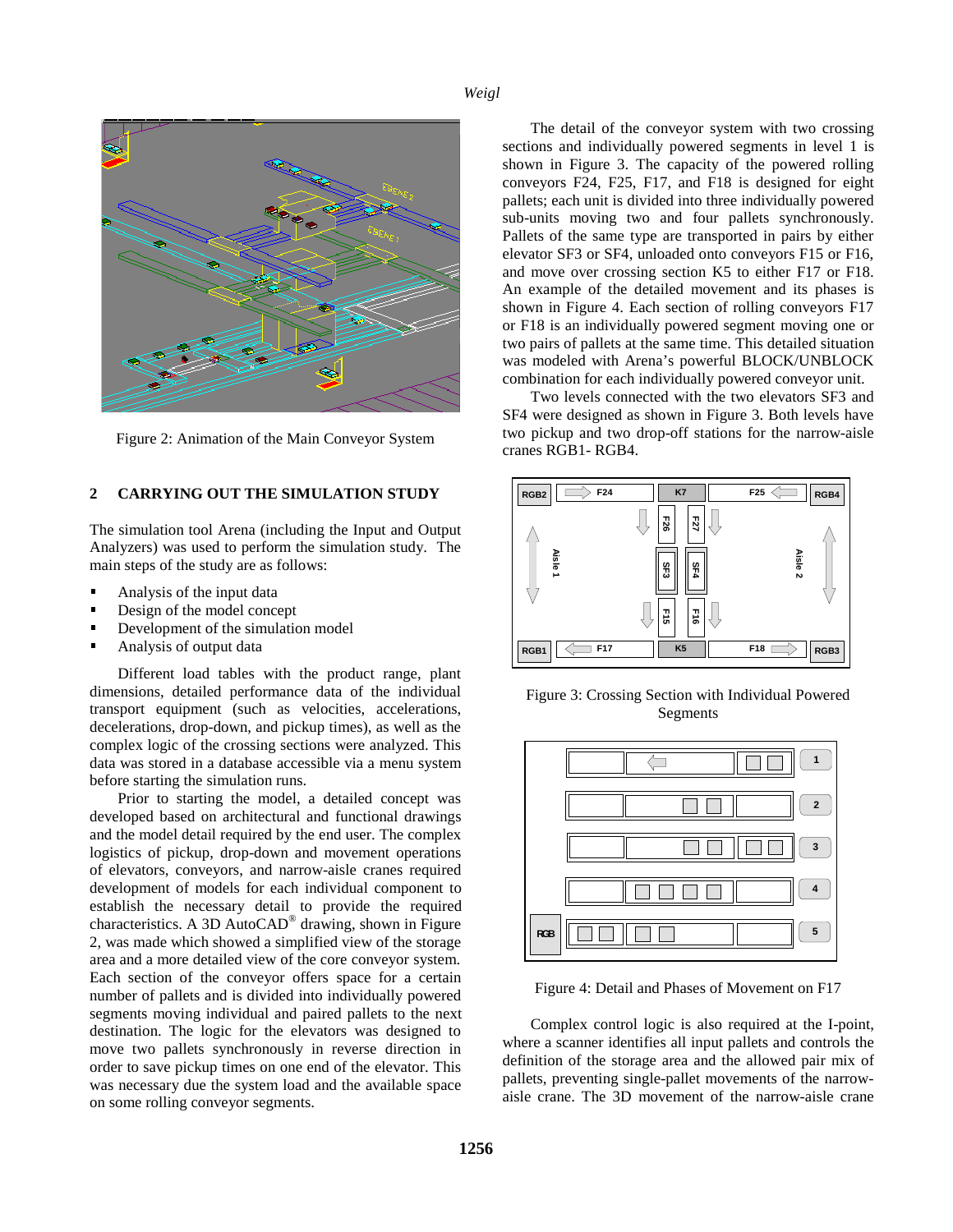Figure 2: Animation of the Main Conveyor System

## 2 CARRYING OUT THE SIMULATION STUDY

The simulation tool Arena (including the Input and Output Analyzers) was used to perform the simulation study. The main steps of the study are as follows:

- Analysis of the input data
- Design of the model concept
- Development of the simulation model
- Analysis of output data

Different load tables with the product range, plant dimensions, detailed performance data of the individual transport equipment (such as velocities, accelerations, decelerations, drop-down, and pickup times), as well as the complex logic of the crossing sections were analyzed. This data was stored in a database accessible via a menu system before starting the simulation runs.

Prior to starting the model, a detailed concept was developed based on architectural and functional drawings and the model detail required by the end user. The complex logistics of pickup, drop-down and movement operations of elevators, conveyors, and narrow-aisle cranes required development of models for each individual component to establish the necessary detail to provide the required characteristics. A 3D AutoCAD® drawing, shown in Figure 2, was made which showed a simplified view of the storage area and a more detailed view of the core conveyor system. Each section of the conveyor offers space for a certain number of pallets and is divided into individually powered segments moving individual and paired pallets to the next destination. The logic for the elevators was designed to move two pallets synchronously in reverse direction in order to save pickup times on one end of the elevator. This was necessary due the system load and the available space on some rolling conveyor segments.

The detail of the conveyor system with two crossing sections and individually powered segments in level 1 is shown in Figure 3. The capacity of the powered rolling conveyors F24, F25, F17, and F18 is designed for eight pallets; each unit is divided into three individually powered sub-units moving two and four pallets synchronously. Pallets of the same type are transported in pairs by either elevator SF3 or SF4, unloaded onto conveyors F15 or F16, and move over crossing section K5 to either F17 or F18. An example of the detailed movement and its phases is shown in Figure 4. Each section of rolling conveyors F17 or F18 is an individually powered segment moving one or two pairs of pallets at the same time. This detailed situation was modeled with Arena's powerful BLOCK/UNBLOCK combination for each individually powered conveyor unit.

Two levels connected with the two elevators SF3 and SF4 were designed as shown in Figure 3. Both levels have two pickup and two drop-off stations for the narrow-aisle cranes RGB1- RGB4.

Figure 3: Crossing Section with Individual Powered Segments

Figure 4: Detail and Phases of Movement on F17

Complex control logic is also required at the I-point, where a scanner identifies all input pallets and controls the definition of the storage area and the allowed pair mix of pallets, preventing single-pallet movements of the narrow-aisle crane. The 3D movement of the narrow-aisle crane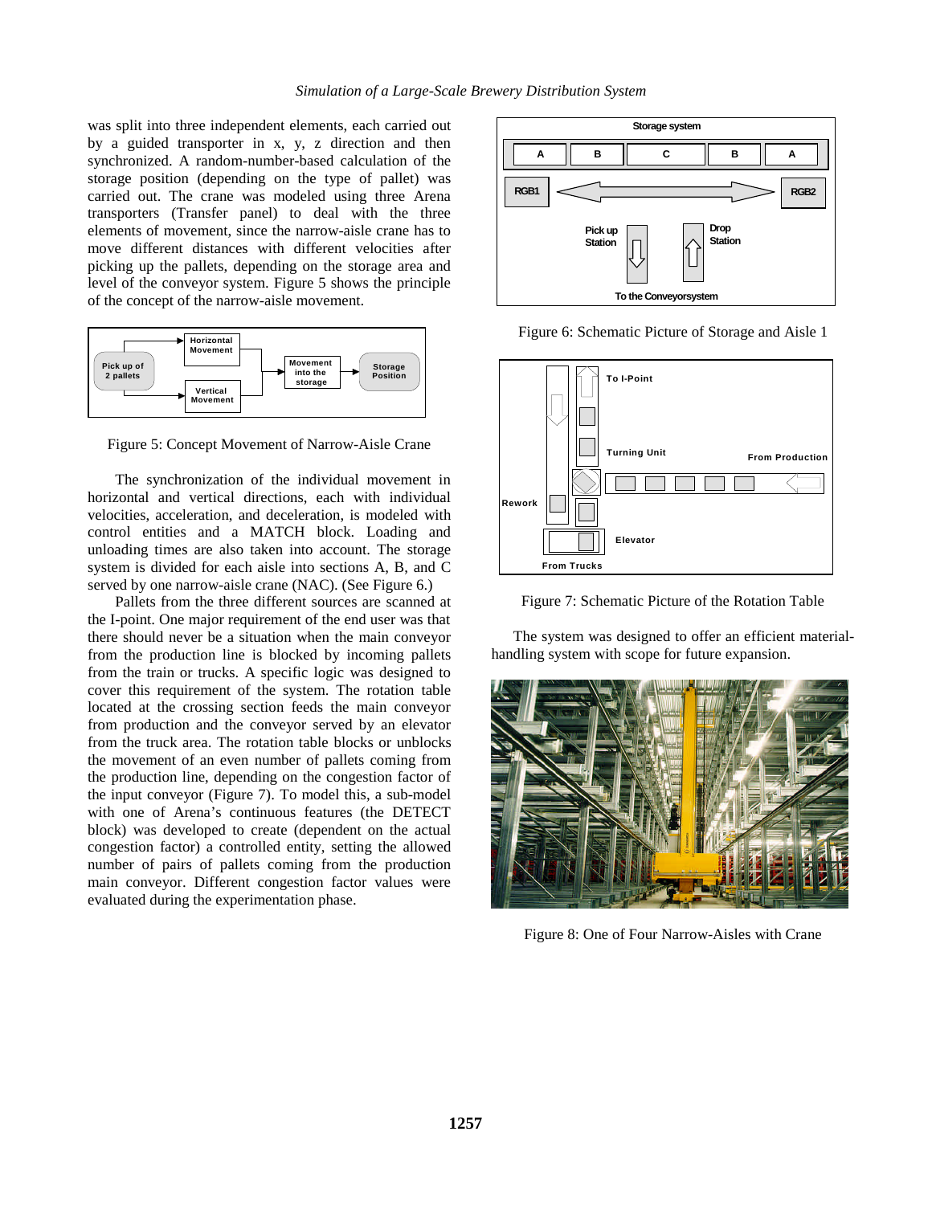was split into three independent elements, each carried out by a guided transporter in x, y, z direction and then synchronized. A random-number-based calculation of the storage position (depending on the type of pallet) was carried out. The crane was modeled using three Arena transporters (Transfer panel) to deal with the three elements of movement, since the narrow-aisle crane has to move different distances with different velocities after picking up the pallets, depending on the storage area and level of the conveyor system. Figure 5 shows the principle of the concept of the narrow-aisle movement.

Figure 5: Concept Movement of Narrow-Aisle Crane

The synchronization of the individual movement in horizontal and vertical directions, each with individual velocities, acceleration, and deceleration, is modeled with control entities and a MATCH block. Loading and unloading times are also taken into account. The storage system is divided for each aisle into sections A, B, and C served by one narrow-aisle crane (NAC). (See Figure 6.)

Pallets from the three different sources are scanned at the I-point. One major requirement of the end user was that there should never be a situation when the main conveyor from the production line is blocked by incoming pallets from the train or trucks. A specific logic was designed to cover this requirement of the system. The rotation table located at the crossing section feeds the main conveyor from production and the conveyor served by an elevator from the truck area. The rotation table blocks or unblocks the movement of an even number of pallets coming from the production line, depending on the congestion factor of the input conveyor (Figure 7). To model this, a sub-model with one of Arena's continuous features (the DETECT block) was developed to create (dependent on the actual congestion factor) a controlled entity, setting the allowed number of pairs of pallets coming from the production main conveyor. Different congestion factor values were evaluated during the experimentation phase.

Figure 6: Schematic Picture of Storage and Aisle 1

Figure 7: Schematic Picture of the Rotation Table

The system was designed to offer an efficient material-handling system with scope for future expansion.

Figure 8: One of Four Narrow-Aisles with Crane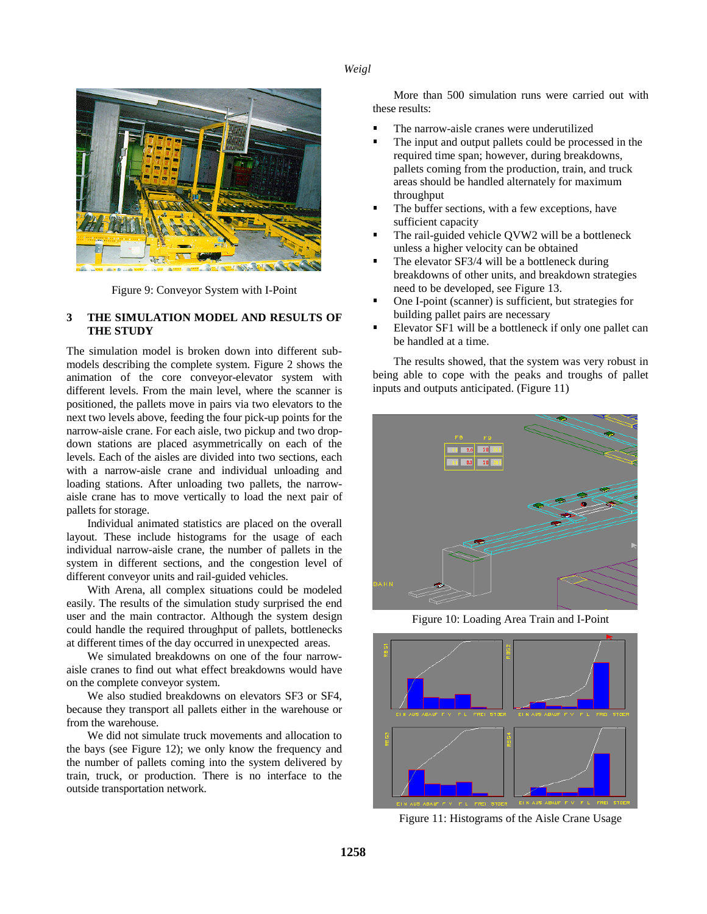Figure 9: Conveyor System with I-Point

## 3 THE SIMULATION MODEL AND RESULTS OF THE STUDY

The simulation model is broken down into different sub-models describing the complete system. Figure 2 shows the animation of the core conveyor-elevator system with different levels. From the main level, where the scanner is positioned, the pallets move in pairs via two elevators to the next two levels above, feeding the four pick-up points for the narrow-aisle crane. For each aisle, two pickup and two drop-down stations are placed asymmetrically on each of the levels. Each of the aisles are divided into two sections, each with a narrow-aisle crane and individual unloading and loading stations. After unloading two pallets, the narrow-aisle crane has to move vertically to load the next pair of pallets for storage.

Individual animated statistics are placed on the overall layout. These include histograms for the usage of each individual narrow-aisle crane, the number of pallets in the system in different sections, and the congestion level of different conveyor units and rail-guided vehicles.

With Arena, all complex situations could be modeled easily. The results of the simulation study surprised the end user and the main contractor. Although the system design could handle the required throughput of pallets, bottlenecks at different times of the day occurred in unexpected areas.

We simulated breakdowns on one of the four narrow-aisle cranes to find out what effect breakdowns would have on the complete conveyor system.

We also studied breakdowns on elevators SF3 or SF4, because they transport all pallets either in the warehouse or from the warehouse.

We did not simulate truck movements and allocation to the bays (see Figure 12); we only know the frequency and the number of pallets coming into the system delivered by train, truck, or production. There is no interface to the outside transportation network.

More than 500 simulation runs were carried out with these results:

- The narrow-aisle cranes were underutilized
- The input and output pallets could be processed in the required time span; however, during breakdowns, pallets coming from the production, train, and truck areas should be handled alternately for maximum throughput
- The buffer sections, with a few exceptions, have sufficient capacity
- The rail-guided vehicle QVW2 will be a bottleneck unless a higher velocity can be obtained
- The elevator SF3/4 will be a bottleneck during breakdowns of other units, and breakdown strategies need to be developed, see Figure 13.
- One I-point (scanner) is sufficient, but strategies for building pallet pairs are necessary
- Elevator SF1 will be a bottleneck if only one pallet can be handled at a time.

The results showed, that the system was very robust in being able to cope with the peaks and troughs of pallet inputs and outputs anticipated. (Figure 11)

Figure 10: Loading Area Train and I-Point

Figure 11: Histograms of the Aisle Crane Usage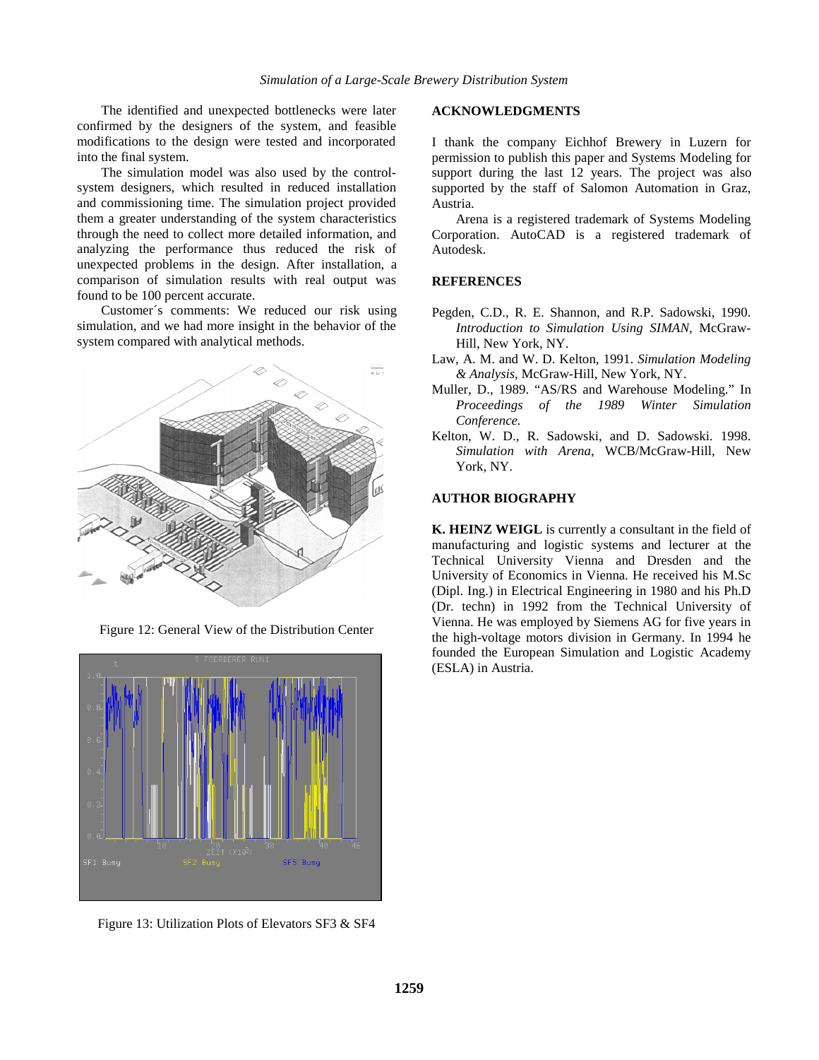The identified and unexpected bottlenecks were later confirmed by the designers of the system, and feasible modifications to the design were tested and incorporated into the final system.

The simulation model was also used by the control-system designers, which resulted in reduced installation and commissioning time. The simulation project provided them a greater understanding of the system characteristics through the need to collect more detailed information, and analyzing the performance thus reduced the risk of unexpected problems in the design. After installation, a comparison of simulation results with real output was found to be 100 percent accurate.

Customer´s comments: We reduced our risk using simulation, and we had more insight in the behavior of the system compared with analytical methods.

Figure 12: General View of the Distribution Center

S FOERDERER RUN1

%

1.0

0.8

0.6

0.4

0.2

0.0

10

20

30

40

46

ZEIT (X10^3)

SF1 Busy

SF2 Busy

SF5 Busy

Figure 13: Utilization Plots of Elevators SF3 & SF4

## ACKNOWLEDGMENTS

I thank the company Eichhof Brewery in Luzern for permission to publish this paper and Systems Modeling for support during the last 12 years. The project was also supported by the staff of Salomon Automation in Graz, Austria.

Arena is a registered trademark of Systems Modeling Corporation. AutoCAD is a registered trademark of Autodesk.

## REFERENCES

Pegden, C.D., R. E. Shannon, and R.P. Sadowski, 1990. *Introduction to Simulation Using SIMAN,* McGraw-Hill, New York, NY.

Law, A. M. and W. D. Kelton, 1991. *Simulation Modeling & Analysis*, McGraw-Hill, New York, NY.

Muller, D., 1989. "AS/RS and Warehouse Modeling." In *Proceedings of the 1989 Winter Simulation Conference.*

Kelton, W. D., R. Sadowski, and D. Sadowski. 1998. *Simulation with Arena*, WCB/McGraw-Hill, New York, NY.

## AUTHOR BIOGRAPHY

**K. HEINZ WEIGL** is currently a consultant in the field of manufacturing and logistic systems and lecturer at the Technical University Vienna and Dresden and the University of Economics in Vienna. He received his M.Sc (Dipl. Ing.) in Electrical Engineering in 1980 and his Ph.D (Dr. techn) in 1992 from the Technical University of Vienna. He was employed by Siemens AG for five years in the high-voltage motors division in Germany. In 1994 he founded the European Simulation and Logistic Academy (ESLA) in Austria.